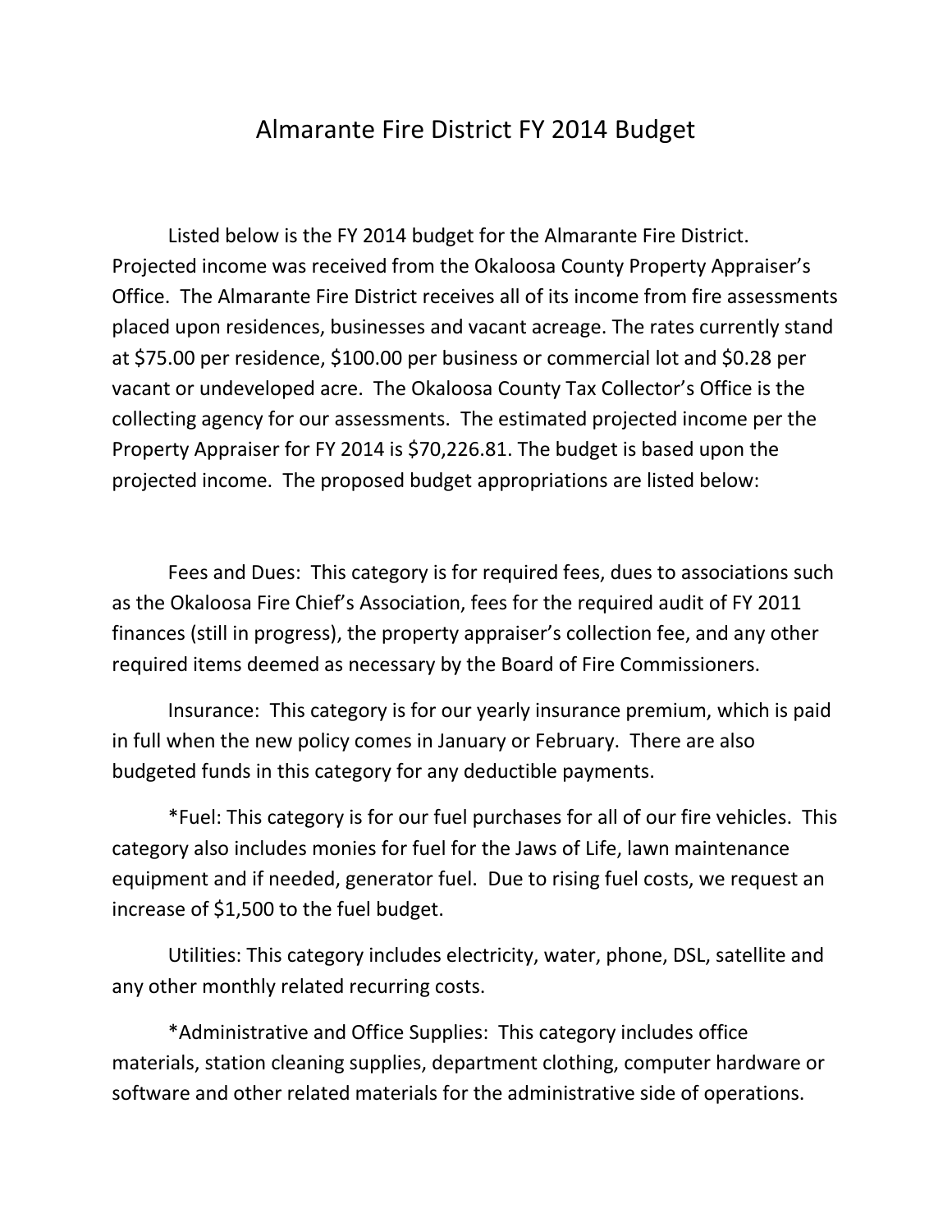# Almarante Fire District FY 2014 Budget

Listed below is the FY 2014 budget for the Almarante Fire District. Projected income was received from the Okaloosa County Property Appraiser's Office. The Almarante Fire District receives all of its income from fire assessments placed upon residences, businesses and vacant acreage. The rates currently stand at $75.00 per residence, $100.00 per business or commercial lot and $0.28 per vacant or undeveloped acre. The Okaloosa County Tax Collector's Office is the collecting agency for our assessments. The estimated projected income per the Property Appraiser for FY 2014 is $70,226.81. The budget is based upon the projected income. The proposed budget appropriations are listed below:

Fees and Dues: This category is for required fees, dues to associations such as the Okaloosa Fire Chief's Association, fees for the required audit of FY 2011 finances (still in progress), the property appraiser's collection fee, and any other required items deemed as necessary by the Board of Fire Commissioners.

Insurance: This category is for our yearly insurance premium, which is paid in full when the new policy comes in January or February. There are also budgeted funds in this category for any deductible payments.

*Fuel: This category is for our fuel purchases for all of our fire vehicles. This category also includes monies for fuel for the Jaws of Life, lawn maintenance equipment and if needed, generator fuel. Due to rising fuel costs, we request an increase of $1,500 to the fuel budget.

Utilities: This category includes electricity, water, phone, DSL, satellite and any other monthly related recurring costs.

*Administrative and Office Supplies: This category includes office materials, station cleaning supplies, department clothing, computer hardware or software and other related materials for the administrative side of operations.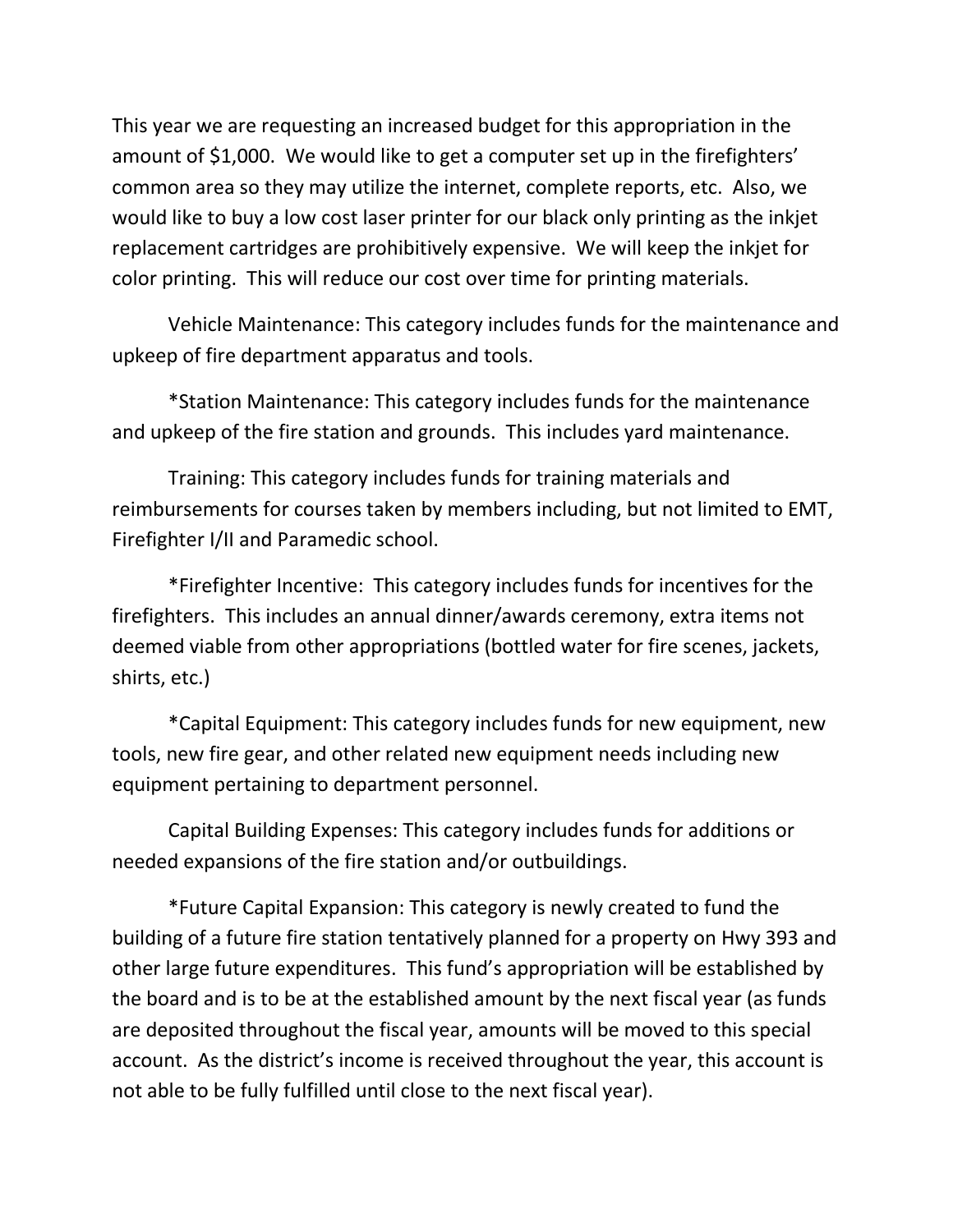This year we are requesting an increased budget for this appropriation in the amount of $1,000. We would like to get a computer set up in the firefighters' common area so they may utilize the internet, complete reports, etc. Also, we would like to buy a low cost laser printer for our black only printing as the inkjet replacement cartridges are prohibitively expensive. We will keep the inkjet for color printing. This will reduce our cost over time for printing materials.

Vehicle Maintenance: This category includes funds for the maintenance and upkeep of fire department apparatus and tools.

*Station Maintenance: This category includes funds for the maintenance and upkeep of the fire station and grounds. This includes yard maintenance.

Training: This category includes funds for training materials and reimbursements for courses taken by members including, but not limited to EMT, Firefighter I/II and Paramedic school.

*Firefighter Incentive: This category includes funds for incentives for the firefighters. This includes an annual dinner/awards ceremony, extra items not deemed viable from other appropriations (bottled water for fire scenes, jackets, shirts, etc.)

*Capital Equipment: This category includes funds for new equipment, new tools, new fire gear, and other related new equipment needs including new equipment pertaining to department personnel.

Capital Building Expenses: This category includes funds for additions or needed expansions of the fire station and/or outbuildings.

*Future Capital Expansion: This category is newly created to fund the building of a future fire station tentatively planned for a property on Hwy 393 and other large future expenditures. This fund's appropriation will be established by the board and is to be at the established amount by the next fiscal year (as funds are deposited throughout the fiscal year, amounts will be moved to this special account. As the district's income is received throughout the year, this account is not able to be fully fulfilled until close to the next fiscal year).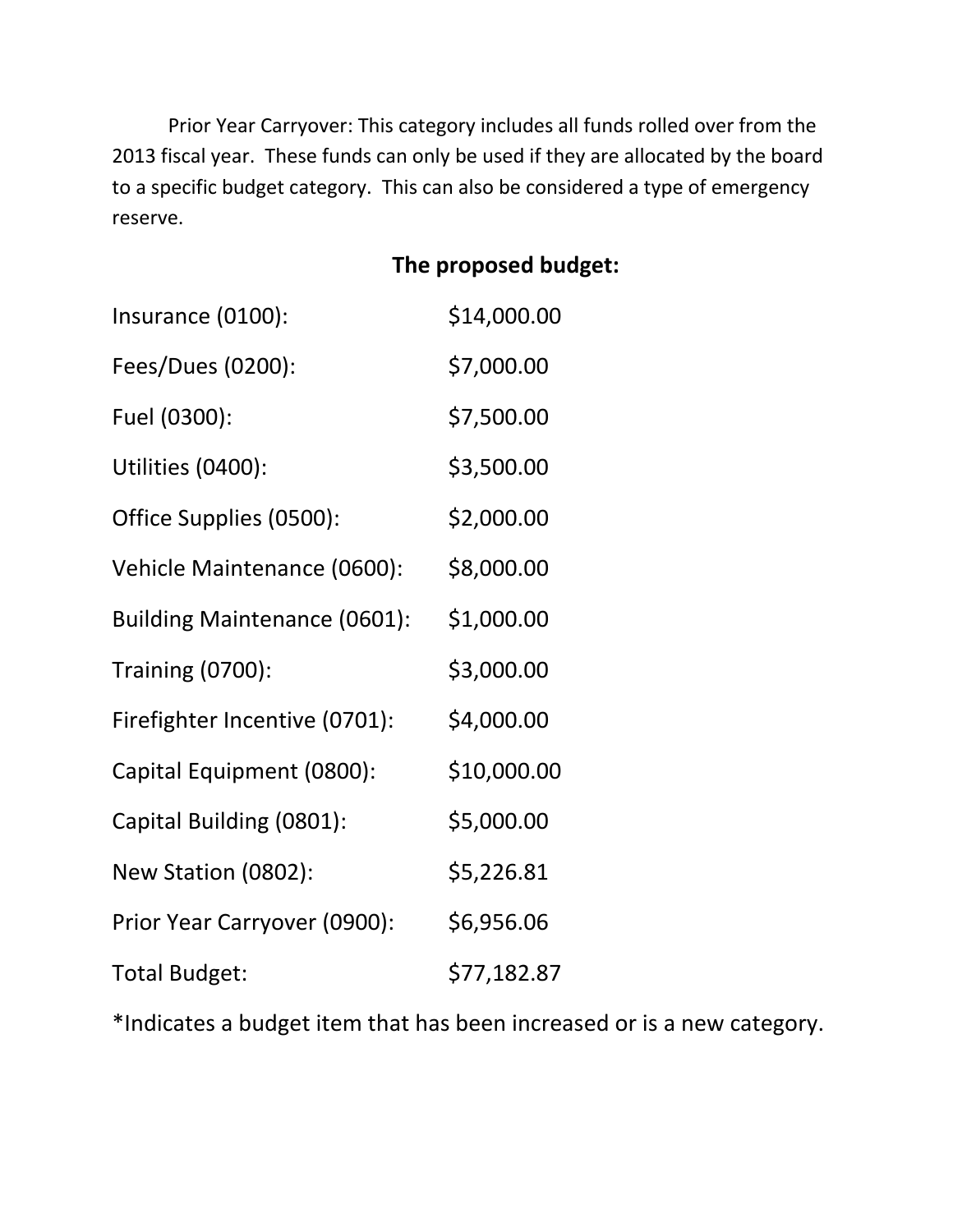Prior Year Carryover: This category includes all funds rolled over from the 2013 fiscal year. These funds can only be used if they are allocated by the board to a specific budget category. This can also be considered a type of emergency reserve.

## The proposed budget:

| | |
|---|---|
| Insurance (0100): | $14,000.00 |
| Fees/Dues (0200): | $7,000.00 |
| Fuel (0300): | $7,500.00 |
| Utilities (0400): | $3,500.00 |
| Office Supplies (0500): | $2,000.00 |
| Vehicle Maintenance (0600): | $8,000.00 |
| Building Maintenance (0601): | $1,000.00 |
| Training (0700): | $3,000.00 |
| Firefighter Incentive (0701): | $4,000.00 |
| Capital Equipment (0800): | $10,000.00 |
| Capital Building (0801): | $5,000.00 |
| New Station (0802): | $5,226.81 |
| Prior Year Carryover (0900): | $6,956.06 |
| Total Budget: | $77,182.87 |

*Indicates a budget item that has been increased or is a new category.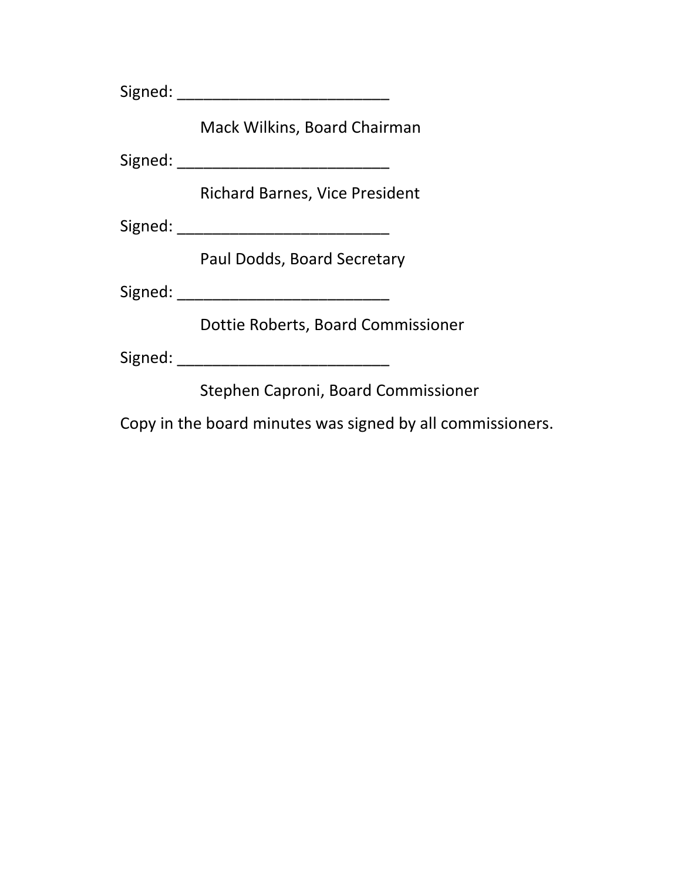Signed: _________________________

Mack Wilkins, Board Chairman

Signed: _________________________

Richard Barnes, Vice President

Signed: _________________________

Paul Dodds, Board Secretary

Signed: _________________________

Dottie Roberts, Board Commissioner

Signed: _________________________

Stephen Caproni, Board Commissioner

Copy in the board minutes was signed by all commissioners.